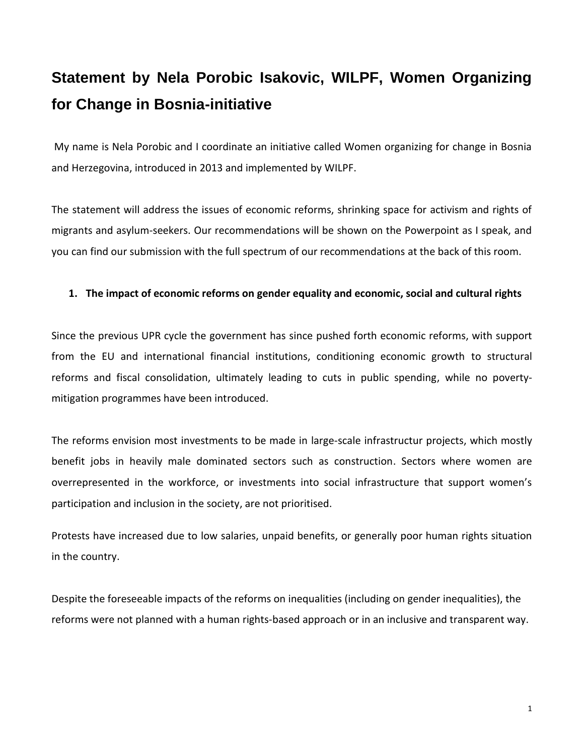# Statement by Nela Porobic Isakovic, WILPF, Women Organizing for Change in Bosnia-initiative

My name is Nela Porobic and I coordinate an initiative called Women organizing for change in Bosnia and Herzegovina, introduced in 2013 and implemented by WILPF.

The statement will address the issues of economic reforms, shrinking space for activism and rights of migrants and asylum-seekers. Our recommendations will be shown on the Powerpoint as I speak, and you can find our submission with the full spectrum of our recommendations at the back of this room.

1. **The impact of economic reforms on gender equality and economic, social and cultural rights**

Since the previous UPR cycle the government has since pushed forth economic reforms, with support from the EU and international financial institutions, conditioning economic growth to structural reforms and fiscal consolidation, ultimately leading to cuts in public spending, while no poverty-mitigation programmes have been introduced.

The reforms envision most investments to be made in large-scale infrastructur projects, which mostly benefit jobs in heavily male dominated sectors such as construction. Sectors where women are overrepresented in the workforce, or investments into social infrastructure that support women's participation and inclusion in the society, are not prioritised.

Protests have increased due to low salaries, unpaid benefits, or generally poor human rights situation in the country.

Despite the foreseeable impacts of the reforms on inequalities (including on gender inequalities), the reforms were not planned with a human rights-based approach or in an inclusive and transparent way.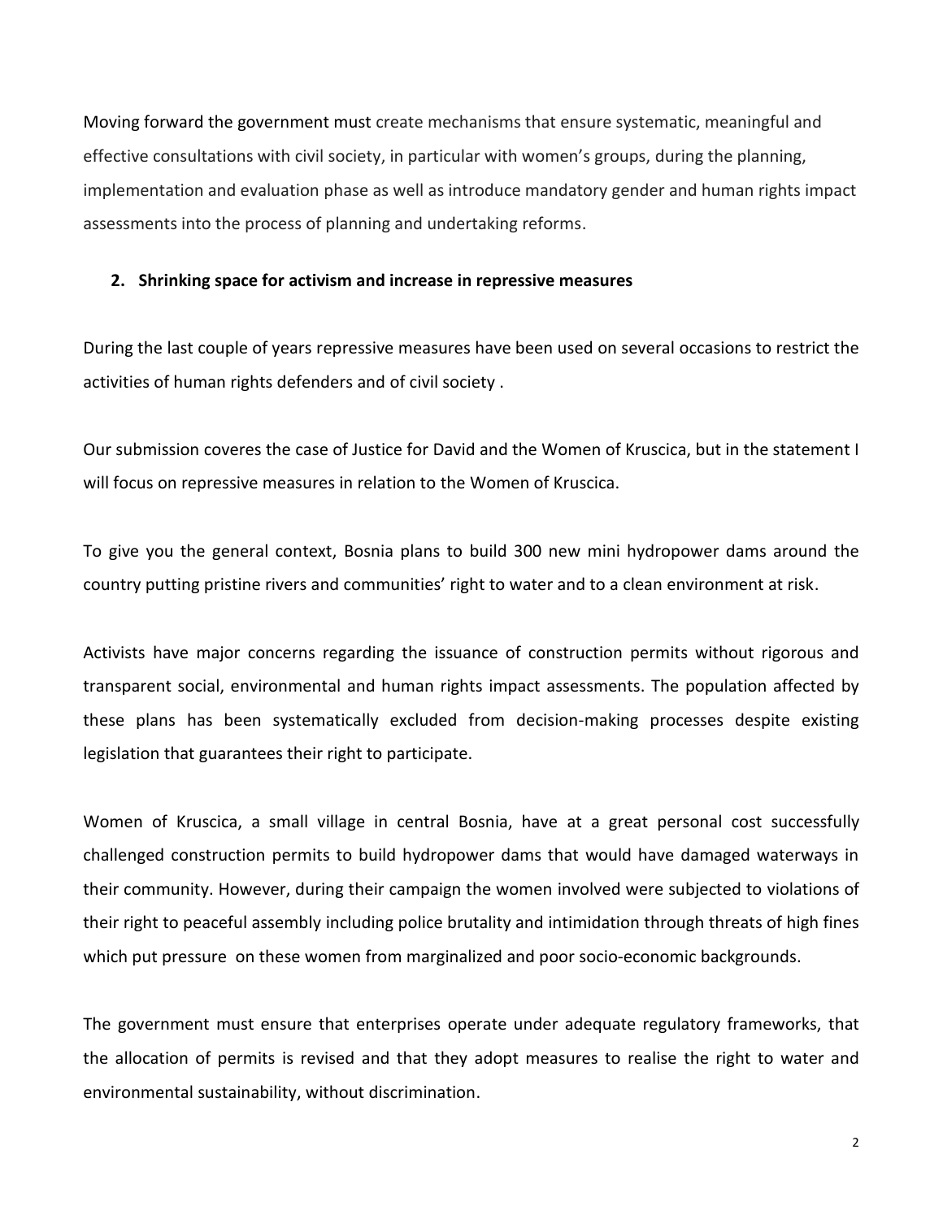Moving forward the government must create mechanisms that ensure systematic, meaningful and effective consultations with civil society, in particular with women's groups, during the planning, implementation and evaluation phase as well as introduce mandatory gender and human rights impact assessments into the process of planning and undertaking reforms.

## 2. Shrinking space for activism and increase in repressive measures

During the last couple of years repressive measures have been used on several occasions to restrict the activities of human rights defenders and of civil society .

Our submission coveres the case of Justice for David and the Women of Kruscica, but in the statement I will focus on repressive measures in relation to the Women of Kruscica.

To give you the general context, Bosnia plans to build 300 new mini hydropower dams around the country putting pristine rivers and communities' right to water and to a clean environment at risk.

Activists have major concerns regarding the issuance of construction permits without rigorous and transparent social, environmental and human rights impact assessments. The population affected by these plans has been systematically excluded from decision-making processes despite existing legislation that guarantees their right to participate.

Women of Kruscica, a small village in central Bosnia, have at a great personal cost successfully challenged construction permits to build hydropower dams that would have damaged waterways in their community. However, during their campaign the women involved were subjected to violations of their right to peaceful assembly including police brutality and intimidation through threats of high fines which put pressure on these women from marginalized and poor socio-economic backgrounds.

The government must ensure that enterprises operate under adequate regulatory frameworks, that the allocation of permits is revised and that they adopt measures to realise the right to water and environmental sustainability, without discrimination.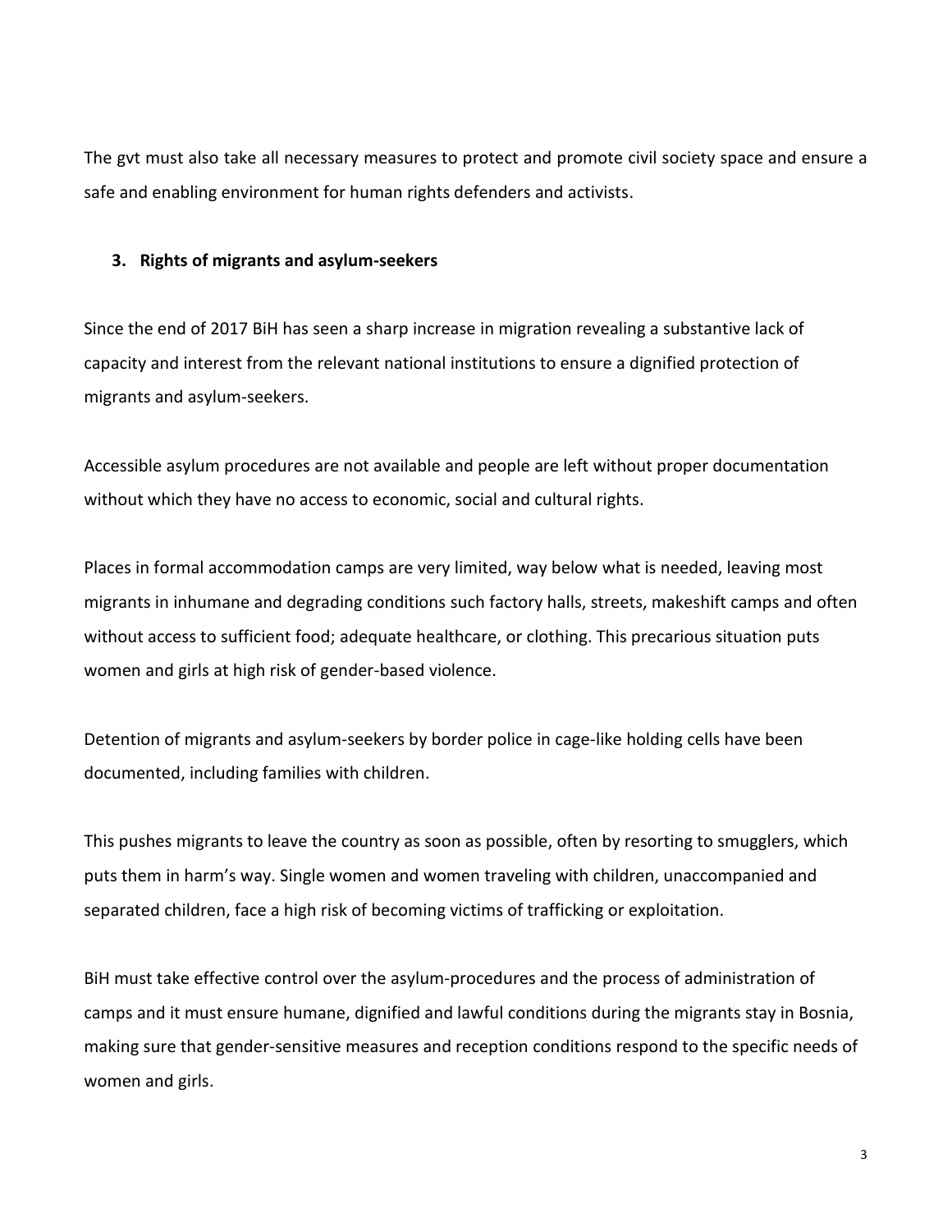The gvt must also take all necessary measures to protect and promote civil society space and ensure a safe and enabling environment for human rights defenders and activists.

3. **Rights of migrants and asylum-seekers**

Since the end of 2017 BiH has seen a sharp increase in migration revealing a substantive lack of capacity and interest from the relevant national institutions to ensure a dignified protection of migrants and asylum-seekers.

Accessible asylum procedures are not available and people are left without proper documentation without which they have no access to economic, social and cultural rights.

Places in formal accommodation camps are very limited, way below what is needed, leaving most migrants in inhumane and degrading conditions such factory halls, streets, makeshift camps and often without access to sufficient food; adequate healthcare, or clothing. This precarious situation puts women and girls at high risk of gender-based violence.

Detention of migrants and asylum-seekers by border police in cage-like holding cells have been documented, including families with children.

This pushes migrants to leave the country as soon as possible, often by resorting to smugglers, which puts them in harm's way. Single women and women traveling with children, unaccompanied and separated children, face a high risk of becoming victims of trafficking or exploitation.

BiH must take effective control over the asylum-procedures and the process of administration of camps and it must ensure humane, dignified and lawful conditions during the migrants stay in Bosnia, making sure that gender-sensitive measures and reception conditions respond to the specific needs of women and girls.